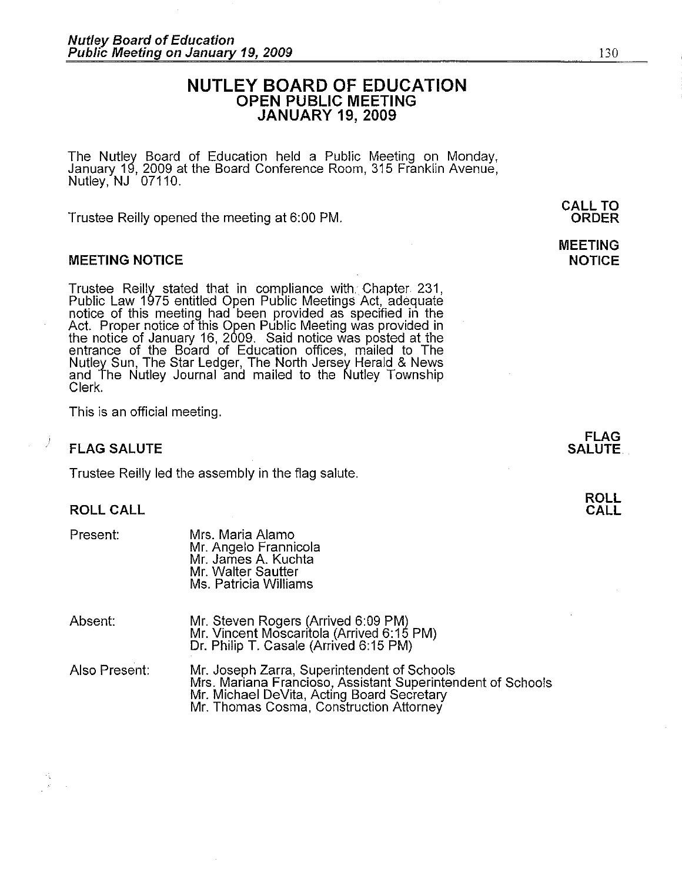# NUTLEY BOARD OF EDUCATION
## OPEN PUBLIC MEETING
## JANUARY 19, 2009

The Nutley Board of Education held a Public Meeting on Monday, January 19, 2009 at the Board Conference Room, 315 Franklin Avenue, Nutley, NJ 07110.

**CALL TO ORDER**

Trustee Reilly opened the meeting at 6:00 PM.

**MEETING NOTICE**

### MEETING NOTICE

Trustee Reilly stated that in compliance with Chapter 231, Public Law 1975 entitled Open Public Meetings Act, adequate notice of this meeting had been provided as specified in the Act. Proper notice of this Open Public Meeting was provided in the notice of January 16, 2009. Said notice was posted at the entrance of the Board of Education offices, mailed to The Nutley Sun, The Star Ledger, The North Jersey Herald & News and The Nutley Journal and mailed to the Nutley Township Clerk.

This is an official meeting.

**FLAG SALUTE**

### FLAG SALUTE

Trustee Reilly led the assembly in the flag salute.

**ROLL CALL**

### ROLL CALL

Present:
- Mrs. Maria Alamo
- Mr. Angelo Frannicola
- Mr. James A. Kuchta
- Mr. Walter Sautter
- Ms. Patricia Williams

Absent:
- Mr. Steven Rogers (Arrived 6:09 PM)
- Mr. Vincent Moscaritola (Arrived 6:15 PM)
- Dr. Philip T. Casale (Arrived 6:15 PM)

Also Present:
- Mr. Joseph Zarra, Superintendent of Schools
- Mrs. Mariana Francioso, Assistant Superintendent of Schools
- Mr. Michael DeVita, Acting Board Secretary
- Mr. Thomas Cosma, Construction Attorney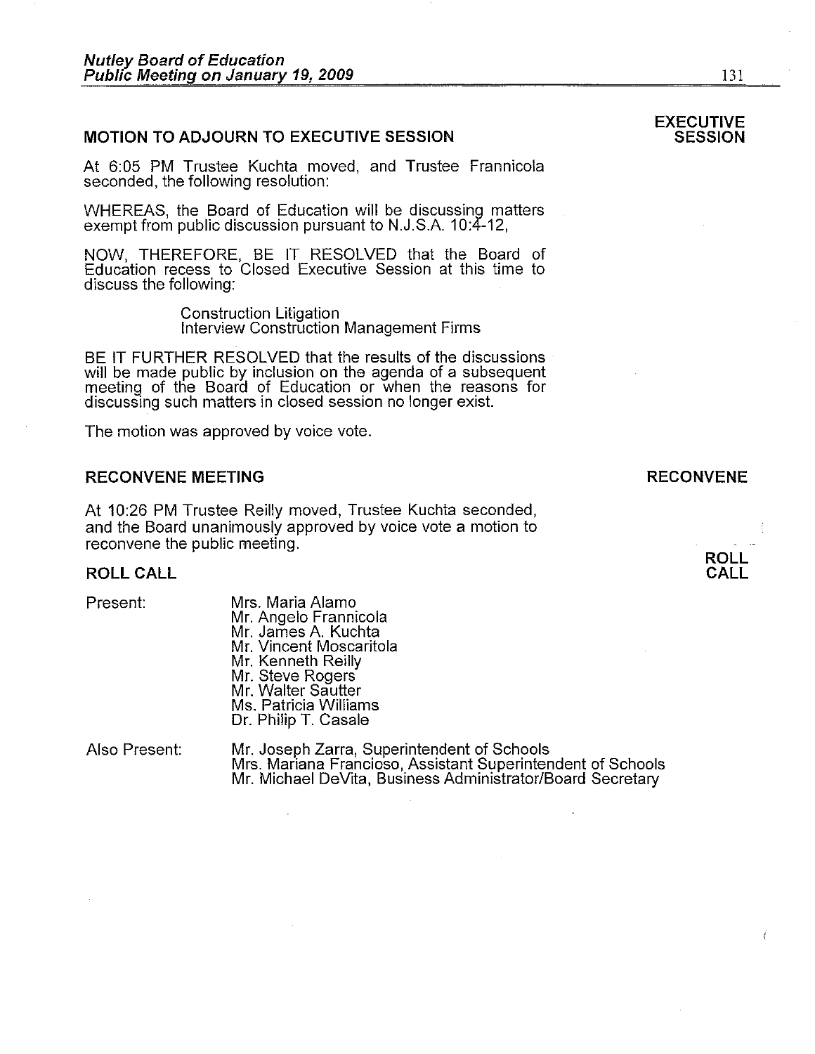**EXECUTIVE SESSION**

## MOTION TO ADJOURN TO EXECUTIVE SESSION

At 6:05 PM Trustee Kuchta moved, and Trustee Frannicola seconded, the following resolution:

WHEREAS, the Board of Education will be discussing matters exempt from public discussion pursuant to N.J.S.A. 10:4-12,

NOW, THEREFORE, BE IT RESOLVED that the Board of Education recess to Closed Executive Session at this time to discuss the following:

> Construction Litigation
> Interview Construction Management Firms

BE IT FURTHER RESOLVED that the results of the discussions will be made public by inclusion on the agenda of a subsequent meeting of the Board of Education or when the reasons for discussing such matters in closed session no longer exist.

The motion was approved by voice vote.

**RECONVENE**

## RECONVENE MEETING

At 10:26 PM Trustee Reilly moved, Trustee Kuchta seconded, and the Board unanimously approved by voice vote a motion to reconvene the public meeting.

**ROLL CALL**

## ROLL CALL

Present:

- Mrs. Maria Alamo
- Mr. Angelo Frannicola
- Mr. James A. Kuchta
- Mr. Vincent Moscaritola
- Mr. Kenneth Reilly
- Mr. Steve Rogers
- Mr. Walter Sautter
- Ms. Patricia Williams
- Dr. Philip T. Casale

Also Present:

- Mr. Joseph Zarra, Superintendent of Schools
- Mrs. Mariana Francioso, Assistant Superintendent of Schools
- Mr. Michael DeVita, Business Administrator/Board Secretary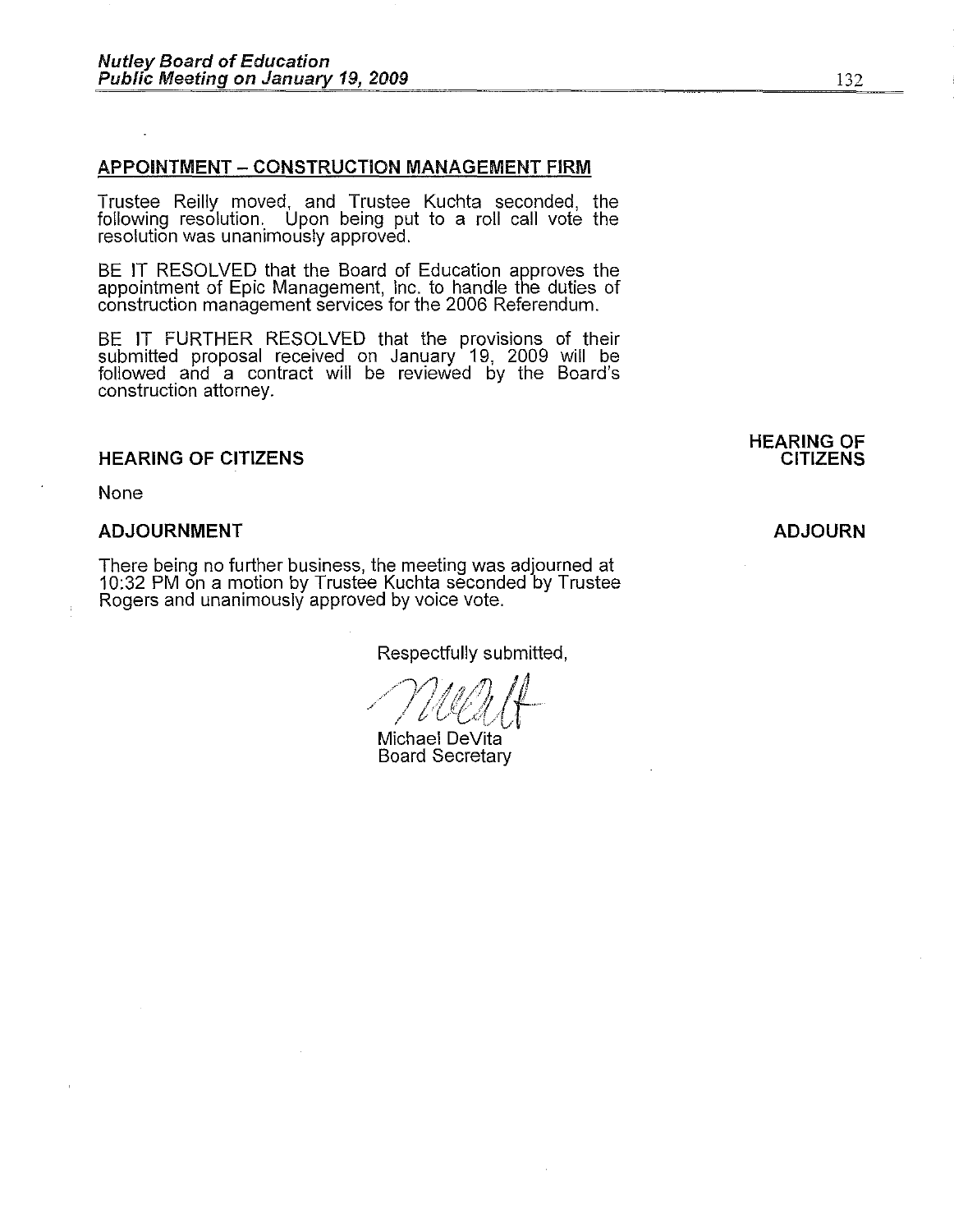## APPOINTMENT – CONSTRUCTION MANAGEMENT FIRM

Trustee Reilly moved, and Trustee Kuchta seconded, the following resolution. Upon being put to a roll call vote the resolution was unanimously approved.

BE IT RESOLVED that the Board of Education approves the appointment of Epic Management, Inc. to handle the duties of construction management services for the 2006 Referendum.

BE IT FURTHER RESOLVED that the provisions of their submitted proposal received on January 19, 2009 will be followed and a contract will be reviewed by the Board's construction attorney.

## HEARING OF CITIZENS

**HEARING OF CITIZENS**

None

## ADJOURNMENT

**ADJOURN**

There being no further business, the meeting was adjourned at 10:32 PM on a motion by Trustee Kuchta seconded by Trustee Rogers and unanimously approved by voice vote.

Respectfully submitted,

Michael DeVita
Board Secretary